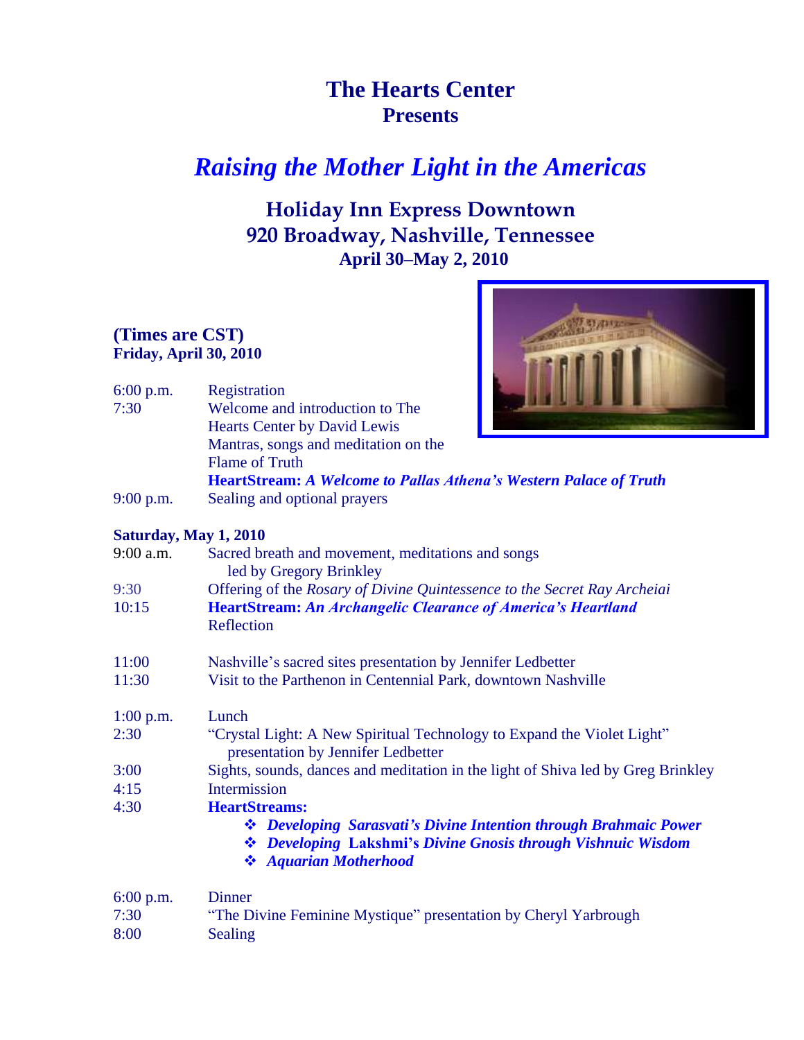# The Hearts Center
## Presents

# *Raising the Mother Light in the Americas*

## Holiday Inn Express Downtown
## 920 Broadway, Nashville, Tennessee
### April 30–May 2, 2010

**(Times are CST)**
**Friday, April 30, 2010**

| | |
|---|---|
| 6:00 p.m. | Registration |
| 7:30 | Welcome and introduction to The Hearts Center by David Lewis |
| | Mantras, songs and meditation on the Flame of Truth |
| | **HeartStream:** ***A Welcome to Pallas Athena's Western Palace of Truth*** |
| 9:00 p.m. | Sealing and optional prayers |

**Saturday, May 1, 2010**

| | |
|---|---|
| 9:00 a.m. | Sacred breath and movement, meditations and songs led by Gregory Brinkley |
| 9:30 | Offering of the *Rosary of Divine Quintessence to the Secret Ray Archeiai* |
| 10:15 | **HeartStream:** ***An Archangelic Clearance of America's Heartland*** |
| | Reflection |
| 11:00 | Nashville's sacred sites presentation by Jennifer Ledbetter |
| 11:30 | Visit to the Parthenon in Centennial Park, downtown Nashville |
| 1:00 p.m. | Lunch |
| 2:30 | "Crystal Light: A New Spiritual Technology to Expand the Violet Light" presentation by Jennifer Ledbetter |
| 3:00 | Sights, sounds, dances and meditation in the light of Shiva led by Greg Brinkley |
| 4:15 | Intermission |
| 4:30 | **HeartStreams:** |

- ***Developing Sarasvati's Divine Intention through Brahmaic Power***
- ***Developing* Lakshmi's *Divine Gnosis through Vishnuic Wisdom***
- ***Aquarian Motherhood***

| | |
|---|---|
| 6:00 p.m. | Dinner |
| 7:30 | "The Divine Feminine Mystique" presentation by Cheryl Yarbrough |
| 8:00 | Sealing |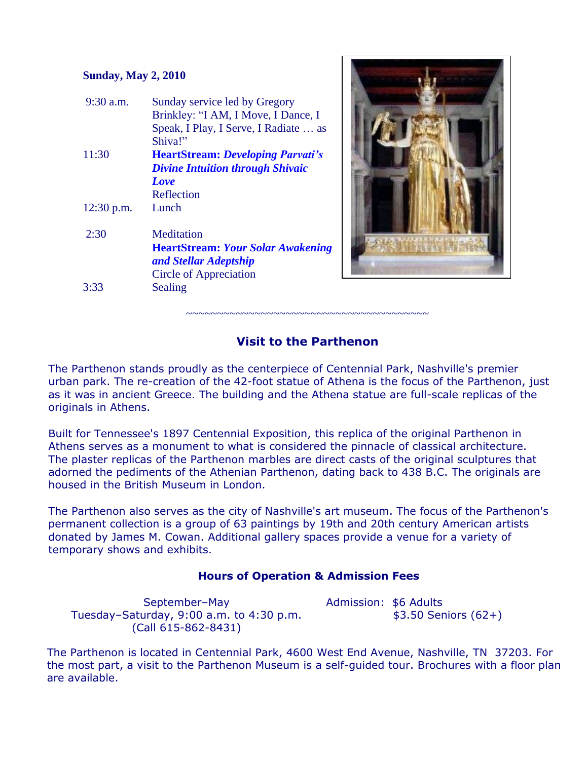**Sunday, May 2, 2010**

| | |
|---|---|
| 9:30 a.m. | Sunday service led by Gregory Brinkley: "I AM, I Move, I Dance, I Speak, I Play, I Serve, I Radiate … as Shiva!" |
| 11:30 | **HeartStream:** ***Developing Parvati's Divine Intuition through Shivaic Love*** |
| | Reflection |
| 12:30 p.m. | Lunch |
| 2:30 | Meditation |
| | **HeartStream:** ***Your Solar Awakening and Stellar Adeptship*** |
| | Circle of Appreciation |
| 3:33 | Sealing |

~~~~~~~~~~~~~~~~~~~~~~~~~~~~~~~~~~~~~~~~~

## Visit to the Parthenon

The Parthenon stands proudly as the centerpiece of Centennial Park, Nashville's premier urban park. The re-creation of the 42-foot statue of Athena is the focus of the Parthenon, just as it was in ancient Greece. The building and the Athena statue are full-scale replicas of the originals in Athens.

Built for Tennessee's 1897 Centennial Exposition, this replica of the original Parthenon in Athens serves as a monument to what is considered the pinnacle of classical architecture. The plaster replicas of the Parthenon marbles are direct casts of the original sculptures that adorned the pediments of the Athenian Parthenon, dating back to 438 B.C. The originals are housed in the British Museum in London.

The Parthenon also serves as the city of Nashville's art museum. The focus of the Parthenon's permanent collection is a group of 63 paintings by 19th and 20th century American artists donated by James M. Cowan. Additional gallery spaces provide a venue for a variety of temporary shows and exhibits.

### Hours of Operation & Admission Fees

September–May
Tuesday–Saturday, 9:00 a.m. to 4:30 p.m.
(Call 615-862-8431)

Admission: $6 Adults
$3.50 Seniors (62+)

The Parthenon is located in Centennial Park, 4600 West End Avenue, Nashville, TN 37203. For the most part, a visit to the Parthenon Museum is a self-guided tour. Brochures with a floor plan are available.